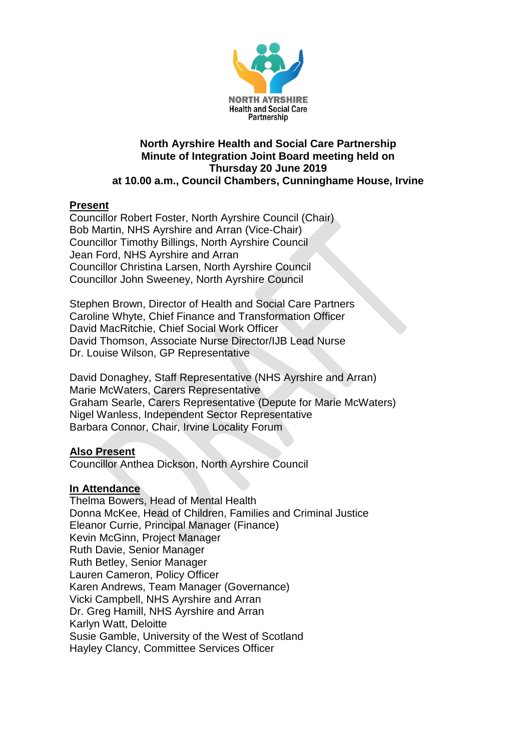NORTH AYRSHIRE
Health and Social Care
Partnership

**North Ayrshire Health and Social Care Partnership**
**Minute of Integration Joint Board meeting held on**
**Thursday 20 June 2019**
**at 10.00 a.m., Council Chambers, Cunninghame House, Irvine**

**Present**

Councillor Robert Foster, North Ayrshire Council (Chair)
Bob Martin, NHS Ayrshire and Arran (Vice-Chair)
Councillor Timothy Billings, North Ayrshire Council
Jean Ford, NHS Ayrshire and Arran
Councillor Christina Larsen, North Ayrshire Council
Councillor John Sweeney, North Ayrshire Council

Stephen Brown, Director of Health and Social Care Partners
Caroline Whyte, Chief Finance and Transformation Officer
David MacRitchie, Chief Social Work Officer
David Thomson, Associate Nurse Director/IJB Lead Nurse
Dr. Louise Wilson, GP Representative

David Donaghey, Staff Representative (NHS Ayrshire and Arran)
Marie McWaters, Carers Representative
Graham Searle, Carers Representative (Depute for Marie McWaters)
Nigel Wanless, Independent Sector Representative
Barbara Connor, Chair, Irvine Locality Forum

**Also Present**

Councillor Anthea Dickson, North Ayrshire Council

**In Attendance**

Thelma Bowers, Head of Mental Health
Donna McKee, Head of Children, Families and Criminal Justice
Eleanor Currie, Principal Manager (Finance)
Kevin McGinn, Project Manager
Ruth Davie, Senior Manager
Ruth Betley, Senior Manager
Lauren Cameron, Policy Officer
Karen Andrews, Team Manager (Governance)
Vicki Campbell, NHS Ayrshire and Arran
Dr. Greg Hamill, NHS Ayrshire and Arran
Karlyn Watt, Deloitte
Susie Gamble, University of the West of Scotland
Hayley Clancy, Committee Services Officer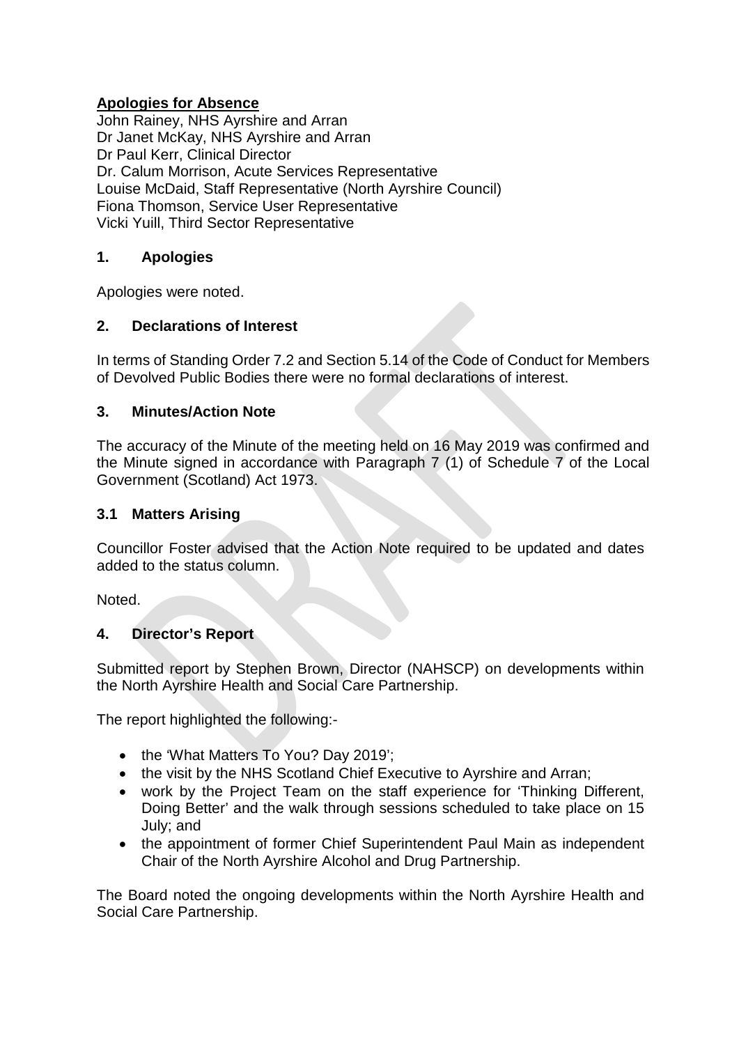**Apologies for Absence**

John Rainey, NHS Ayrshire and Arran
Dr Janet McKay, NHS Ayrshire and Arran
Dr Paul Kerr, Clinical Director
Dr. Calum Morrison, Acute Services Representative
Louise McDaid, Staff Representative (North Ayrshire Council)
Fiona Thomson, Service User Representative
Vicki Yuill, Third Sector Representative

## 1. Apologies

Apologies were noted.

## 2. Declarations of Interest

In terms of Standing Order 7.2 and Section 5.14 of the Code of Conduct for Members of Devolved Public Bodies there were no formal declarations of interest.

## 3. Minutes/Action Note

The accuracy of the Minute of the meeting held on 16 May 2019 was confirmed and the Minute signed in accordance with Paragraph 7 (1) of Schedule 7 of the Local Government (Scotland) Act 1973.

### 3.1 Matters Arising

Councillor Foster advised that the Action Note required to be updated and dates added to the status column.

Noted.

## 4. Director's Report

Submitted report by Stephen Brown, Director (NAHSCP) on developments within the North Ayrshire Health and Social Care Partnership.

The report highlighted the following:-

- the 'What Matters To You? Day 2019';
- the visit by the NHS Scotland Chief Executive to Ayrshire and Arran;
- work by the Project Team on the staff experience for 'Thinking Different, Doing Better' and the walk through sessions scheduled to take place on 15 July; and
- the appointment of former Chief Superintendent Paul Main as independent Chair of the North Ayrshire Alcohol and Drug Partnership.

The Board noted the ongoing developments within the North Ayrshire Health and Social Care Partnership.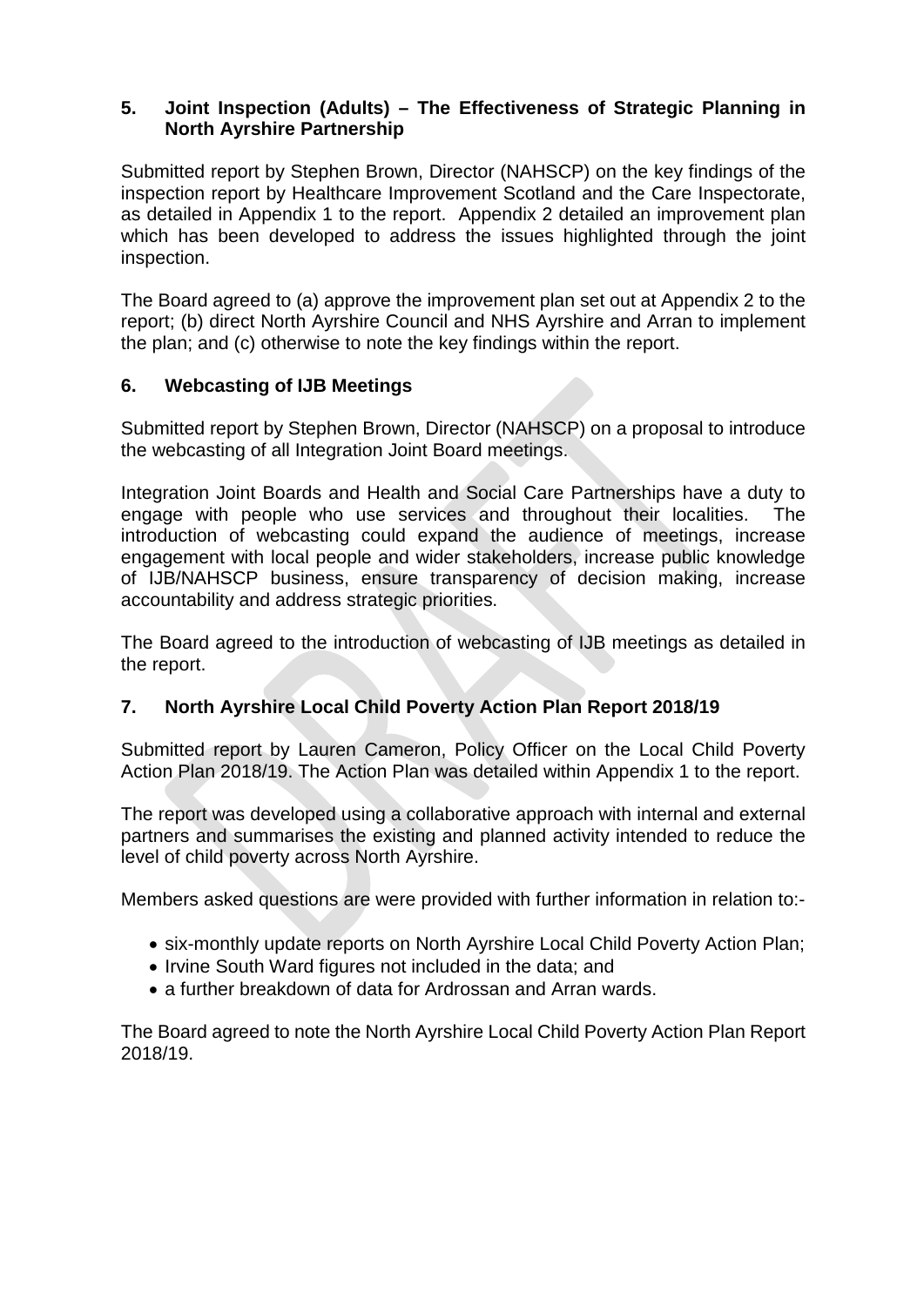### 5. Joint Inspection (Adults) – The Effectiveness of Strategic Planning in North Ayrshire Partnership

Submitted report by Stephen Brown, Director (NAHSCP) on the key findings of the inspection report by Healthcare Improvement Scotland and the Care Inspectorate, as detailed in Appendix 1 to the report. Appendix 2 detailed an improvement plan which has been developed to address the issues highlighted through the joint inspection.

The Board agreed to (a) approve the improvement plan set out at Appendix 2 to the report; (b) direct North Ayrshire Council and NHS Ayrshire and Arran to implement the plan; and (c) otherwise to note the key findings within the report.

### 6. Webcasting of IJB Meetings

Submitted report by Stephen Brown, Director (NAHSCP) on a proposal to introduce the webcasting of all Integration Joint Board meetings.

Integration Joint Boards and Health and Social Care Partnerships have a duty to engage with people who use services and throughout their localities. The introduction of webcasting could expand the audience of meetings, increase engagement with local people and wider stakeholders, increase public knowledge of IJB/NAHSCP business, ensure transparency of decision making, increase accountability and address strategic priorities.

The Board agreed to the introduction of webcasting of IJB meetings as detailed in the report.

### 7. North Ayrshire Local Child Poverty Action Plan Report 2018/19

Submitted report by Lauren Cameron, Policy Officer on the Local Child Poverty Action Plan 2018/19. The Action Plan was detailed within Appendix 1 to the report.

The report was developed using a collaborative approach with internal and external partners and summarises the existing and planned activity intended to reduce the level of child poverty across North Ayrshire.

Members asked questions are were provided with further information in relation to:-

- six-monthly update reports on North Ayrshire Local Child Poverty Action Plan;
- Irvine South Ward figures not included in the data; and
- a further breakdown of data for Ardrossan and Arran wards.

The Board agreed to note the North Ayrshire Local Child Poverty Action Plan Report 2018/19.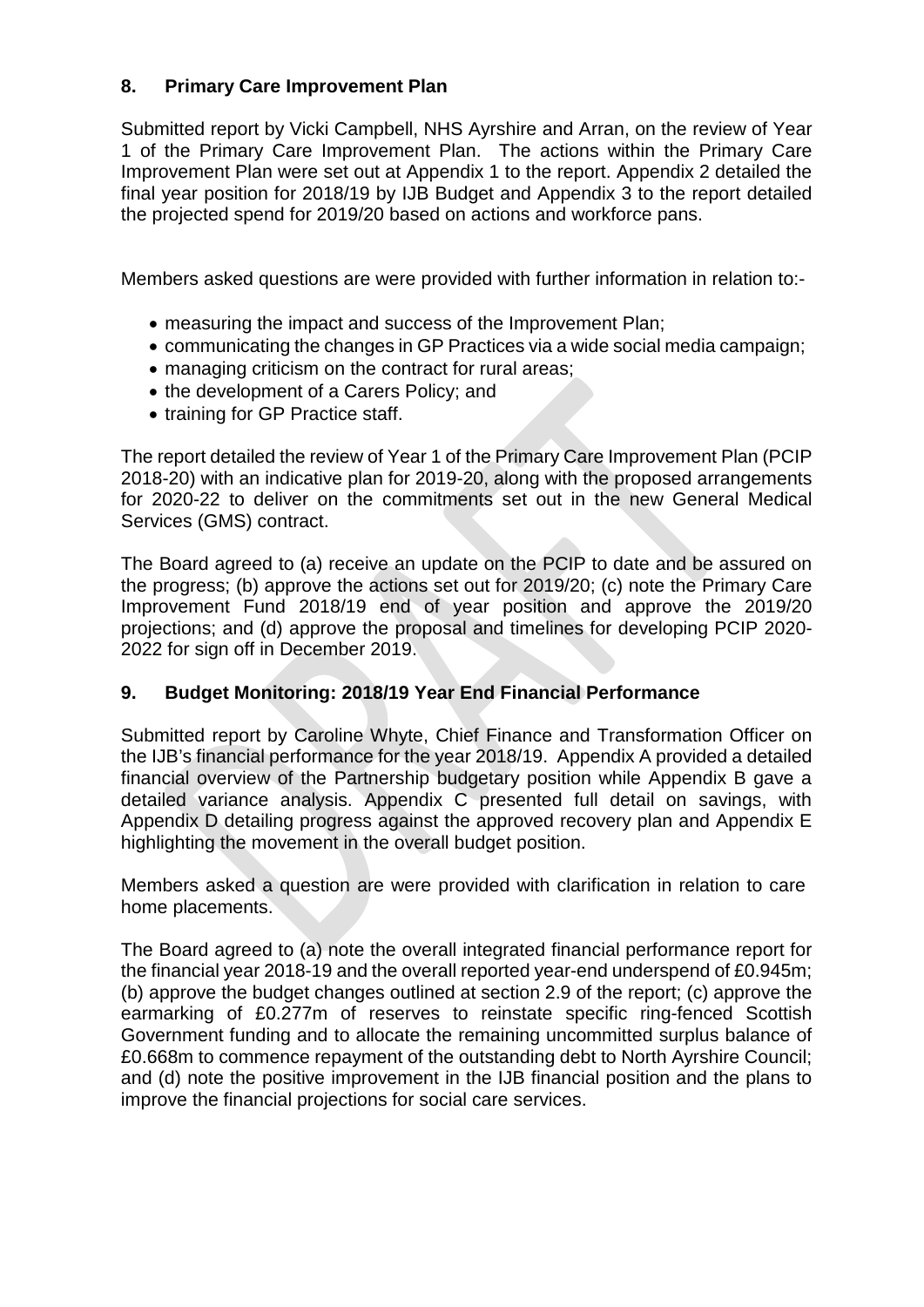## 8. Primary Care Improvement Plan

Submitted report by Vicki Campbell, NHS Ayrshire and Arran, on the review of Year 1 of the Primary Care Improvement Plan. The actions within the Primary Care Improvement Plan were set out at Appendix 1 to the report. Appendix 2 detailed the final year position for 2018/19 by IJB Budget and Appendix 3 to the report detailed the projected spend for 2019/20 based on actions and workforce pans.

Members asked questions are were provided with further information in relation to:-

- measuring the impact and success of the Improvement Plan;
- communicating the changes in GP Practices via a wide social media campaign;
- managing criticism on the contract for rural areas;
- the development of a Carers Policy; and
- training for GP Practice staff.

The report detailed the review of Year 1 of the Primary Care Improvement Plan (PCIP 2018-20) with an indicative plan for 2019-20, along with the proposed arrangements for 2020-22 to deliver on the commitments set out in the new General Medical Services (GMS) contract.

The Board agreed to (a) receive an update on the PCIP to date and be assured on the progress; (b) approve the actions set out for 2019/20; (c) note the Primary Care Improvement Fund 2018/19 end of year position and approve the 2019/20 projections; and (d) approve the proposal and timelines for developing PCIP 2020-2022 for sign off in December 2019.

## 9. Budget Monitoring: 2018/19 Year End Financial Performance

Submitted report by Caroline Whyte, Chief Finance and Transformation Officer on the IJB's financial performance for the year 2018/19. Appendix A provided a detailed financial overview of the Partnership budgetary position while Appendix B gave a detailed variance analysis. Appendix C presented full detail on savings, with Appendix D detailing progress against the approved recovery plan and Appendix E highlighting the movement in the overall budget position.

Members asked a question are were provided with clarification in relation to care home placements.

The Board agreed to (a) note the overall integrated financial performance report for the financial year 2018-19 and the overall reported year-end underspend of £0.945m; (b) approve the budget changes outlined at section 2.9 of the report; (c) approve the earmarking of £0.277m of reserves to reinstate specific ring-fenced Scottish Government funding and to allocate the remaining uncommitted surplus balance of £0.668m to commence repayment of the outstanding debt to North Ayrshire Council; and (d) note the positive improvement in the IJB financial position and the plans to improve the financial projections for social care services.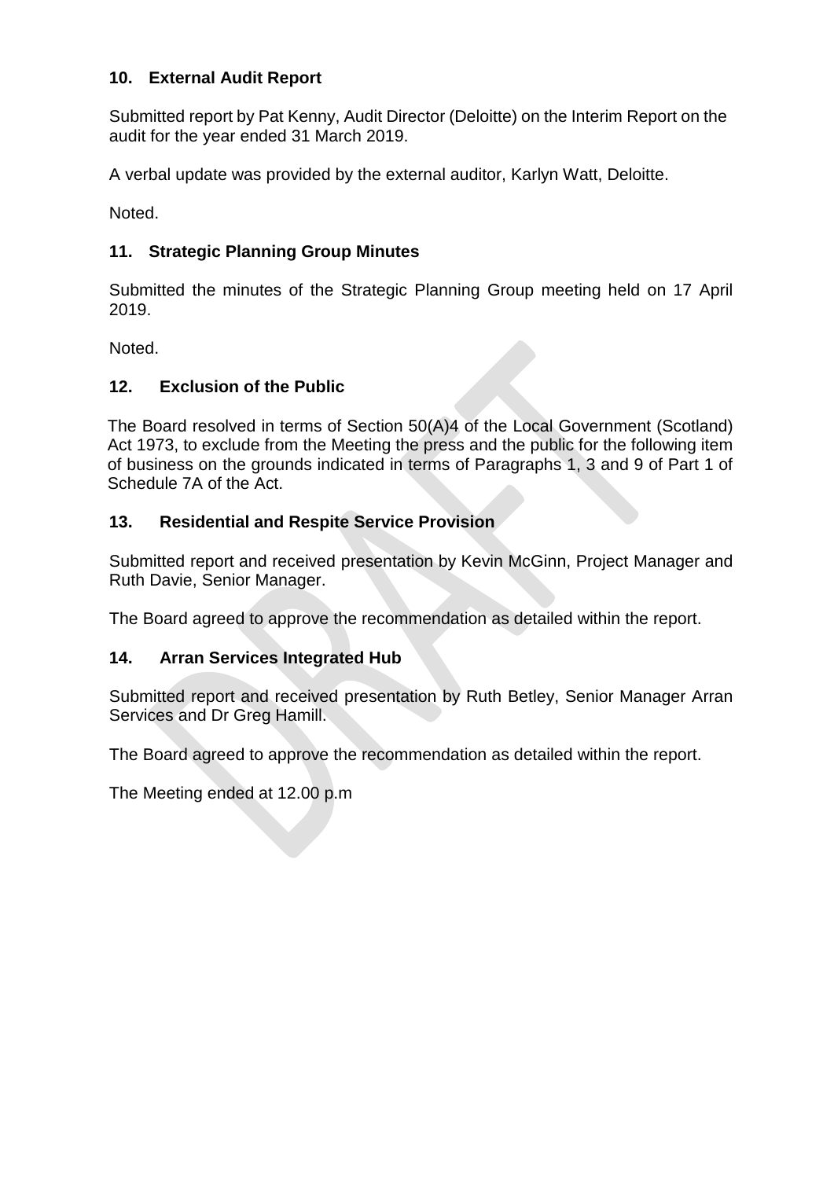## 10. External Audit Report

Submitted report by Pat Kenny, Audit Director (Deloitte) on the Interim Report on the audit for the year ended 31 March 2019.

A verbal update was provided by the external auditor, Karlyn Watt, Deloitte.

Noted.

## 11. Strategic Planning Group Minutes

Submitted the minutes of the Strategic Planning Group meeting held on 17 April 2019.

Noted.

## 12. Exclusion of the Public

The Board resolved in terms of Section 50(A)4 of the Local Government (Scotland) Act 1973, to exclude from the Meeting the press and the public for the following item of business on the grounds indicated in terms of Paragraphs 1, 3 and 9 of Part 1 of Schedule 7A of the Act.

## 13. Residential and Respite Service Provision

Submitted report and received presentation by Kevin McGinn, Project Manager and Ruth Davie, Senior Manager.

The Board agreed to approve the recommendation as detailed within the report.

## 14. Arran Services Integrated Hub

Submitted report and received presentation by Ruth Betley, Senior Manager Arran Services and Dr Greg Hamill.

The Board agreed to approve the recommendation as detailed within the report.

The Meeting ended at 12.00 p.m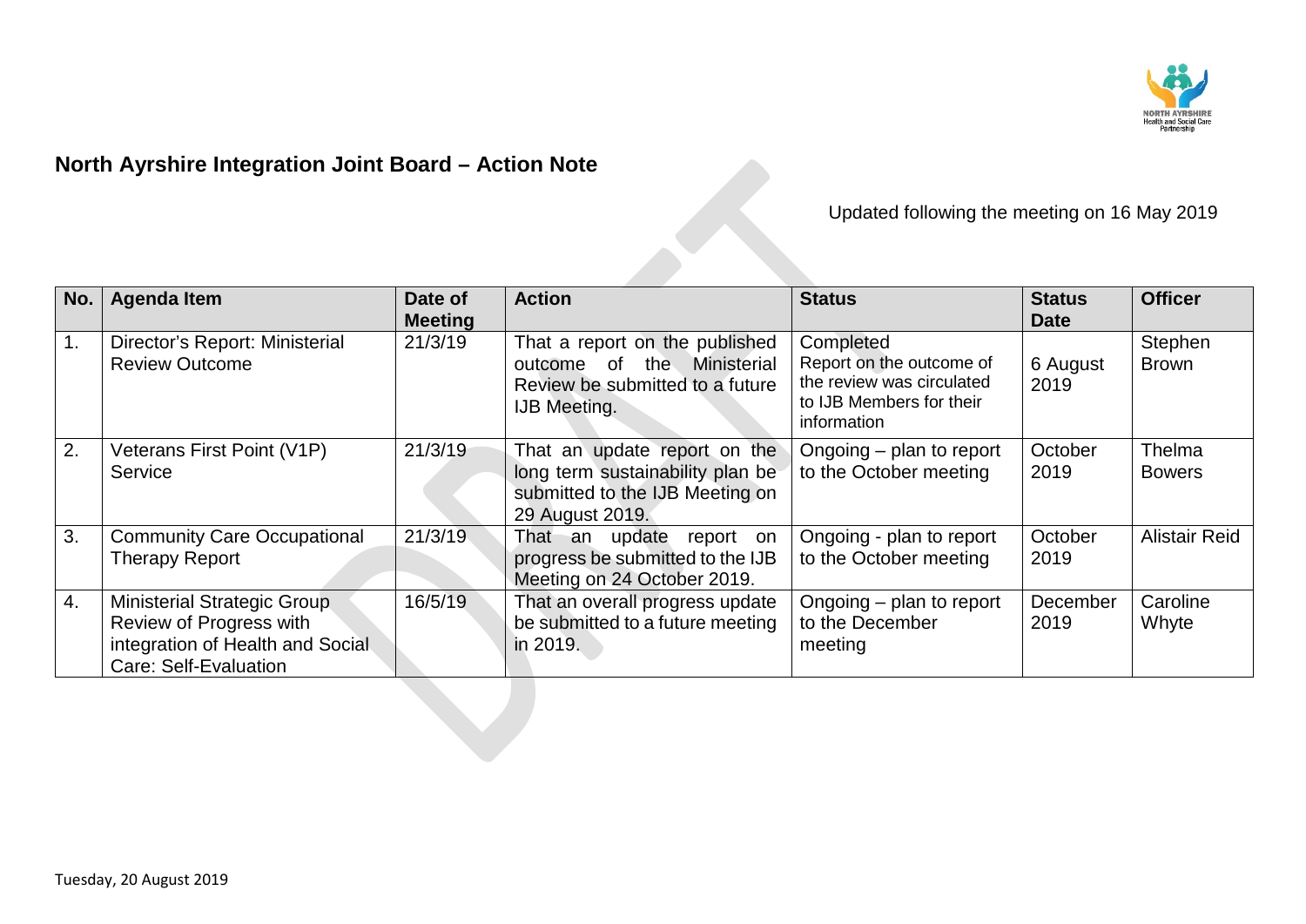# North Ayrshire Integration Joint Board – Action Note

Updated following the meeting on 16 May 2019

| No. | Agenda Item | Date of Meeting | Action | Status | Status Date | Officer |
|---|---|---|---|---|---|---|
| 1. | Director's Report: Ministerial Review Outcome | 21/3/19 | That a report on the published outcome of the Ministerial Review be submitted to a future IJB Meeting. | Completed Report on the outcome of the review was circulated to IJB Members for their information | 6 August 2019 | Stephen Brown |
| 2. | Veterans First Point (V1P) Service | 21/3/19 | That an update report on the long term sustainability plan be submitted to the IJB Meeting on 29 August 2019. | Ongoing – plan to report to the October meeting | October 2019 | Thelma Bowers |
| 3. | Community Care Occupational Therapy Report | 21/3/19 | That an update report on progress be submitted to the IJB Meeting on 24 October 2019. | Ongoing - plan to report to the October meeting | October 2019 | Alistair Reid |
| 4. | Ministerial Strategic Group Review of Progress with integration of Health and Social Care: Self-Evaluation | 16/5/19 | That an overall progress update be submitted to a future meeting in 2019. | Ongoing – plan to report to the December meeting | December 2019 | Caroline Whyte |

Tuesday, 20 August 2019